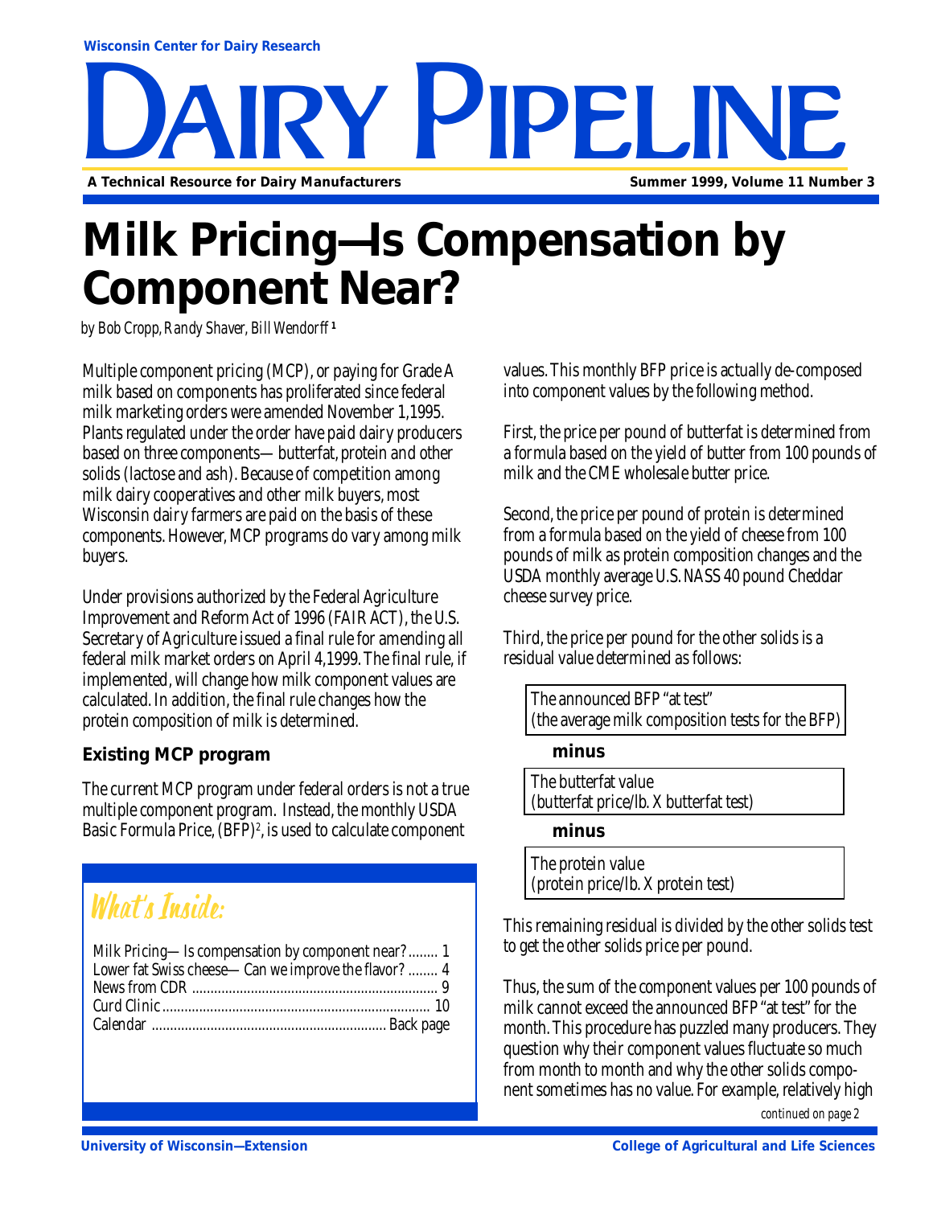Wisconsin Center for Dairy Research

# DAIRY PIPELINE

**A Technical Resource for Dairy Manufacturers** — **Summer 1999, Volume 11 Number 3**

# Milk Pricing—Is Compensation by Component Near?

*by Bob Cropp, Randy Shaver, Bill Wendorff* [1]

Multiple component pricing (MCP), or paying for Grade A milk based on components has proliferated since federal milk marketing orders were amended November 1,1995. Plants regulated under the order have paid dairy producers based on three components— butterfat, protein and other solids (lactose and ash). Because of competition among milk dairy cooperatives and other milk buyers, most Wisconsin dairy farmers are paid on the basis of these components. However, MCP programs do vary among milk buyers.

Under provisions authorized by the Federal Agriculture Improvement and Reform Act of 1996 (FAIR ACT), the U.S. Secretary of Agriculture issued a final rule for amending all federal milk market orders on April 4,1999. The final rule, if implemented, will change how milk component values are calculated. In addition, the final rule changes how the protein composition of milk is determined.

### Existing MCP program

The current MCP program under federal orders is not a true multiple component program. Instead, the monthly USDA Basic Formula Price, (BFP)[2], is used to calculate component values. This monthly BFP price is actually de-composed into component values by the following method.

First, the price per pound of butterfat is determined from a formula based on the yield of butter from 100 pounds of milk and the CME wholesale butter price.

Second, the price per pound of protein is determined from a formula based on the yield of cheese from 100 pounds of milk as protein composition changes and the USDA monthly average U.S. NASS 40 pound Cheddar cheese survey price.

Third, the price per pound for the other solids is a residual value determined as follows:

The announced BFP "at test"
(the average milk composition tests for the BFP)

**minus**

The butterfat value
(butterfat price/lb. X butterfat test)

**minus**

The protein value
(protein price/lb. X protein test)

This remaining residual is divided by the other solids test to get the other solids price per pound.

Thus, the sum of the component values per 100 pounds of milk cannot exceed the announced BFP "at test" for the month. This procedure has puzzled many producers. They question why their component values fluctuate so much from month to month and why the other solids component sometimes has no value. For example, relatively high

*continued on page 2*

## What's Inside:

- Milk Pricing— Is compensation by component near? ........ 1
- Lower fat Swiss cheese— Can we improve the flavor? ........ 4
- News from CDR ........ 9
- Curd Clinic ........ 10
- Calendar ........ Back page

University of Wisconsin—Extension — College of Agricultural and Life Sciences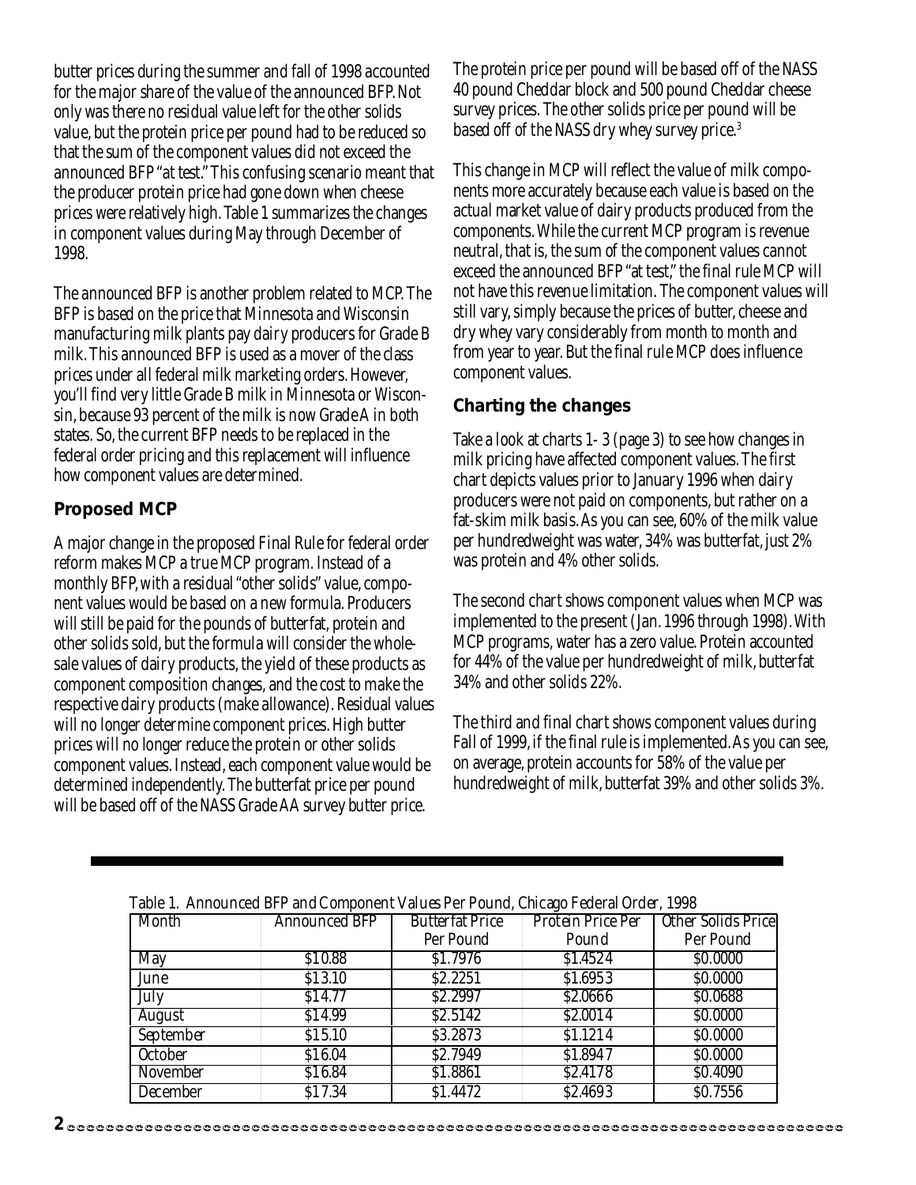butter prices during the summer and fall of 1998 accounted for the major share of the value of the announced BFP. Not only was there no residual value left for the other solids value, but the protein price per pound had to be reduced so that the sum of the component values did not exceed the announced BFP "at test." This confusing scenario meant that the producer protein price had gone down when cheese prices were relatively high. Table 1 summarizes the changes in component values during May through December of 1998.

The announced BFP is another problem related to MCP. The BFP is based on the price that Minnesota and Wisconsin manufacturing milk plants pay dairy producers for Grade B milk. This announced BFP is used as a mover of the class prices under all federal milk marketing orders. However, you'll find very little Grade B milk in Minnesota or Wisconsin, because 93 percent of the milk is now Grade A in both states. So, the current BFP needs to be replaced in the federal order pricing and this replacement will influence how component values are determined.

## Proposed MCP

A major change in the proposed Final Rule for federal order reform makes MCP a true MCP program. Instead of a monthly BFP, with a residual "other solids" value, component values would be based on a new formula. Producers will still be paid for the pounds of butterfat, protein and other solids sold, but the formula will consider the wholesale values of dairy products, the yield of these products as component composition changes, and the cost to make the respective dairy products (make allowance). Residual values will no longer determine component prices. High butter prices will no longer reduce the protein or other solids component values. Instead, each component value would be determined independently. The butterfat price per pound will be based off of the NASS Grade AA survey butter price.

The protein price per pound will be based off of the NASS 40 pound Cheddar block and 500 pound Cheddar cheese survey prices. The other solids price per pound will be based off of the NASS dry whey survey price.[3]

This change in MCP will reflect the value of milk components more accurately because each value is based on the actual market value of dairy products produced from the components. While the current MCP program is revenue neutral, that is, the sum of the component values cannot exceed the announced BFP "at test," the final rule MCP will not have this revenue limitation. The component values will still vary, simply because the prices of butter, cheese and dry whey vary considerably from month to month and from year to year. But the final rule MCP does influence component values.

## Charting the changes

Take a look at charts 1- 3 (page 3) to see how changes in milk pricing have affected component values. The first chart depicts values prior to January 1996 when dairy producers were not paid on components, but rather on a fat-skim milk basis. As you can see, 60% of the milk value per hundredweight was water, 34% was butterfat, just 2% was protein and 4% other solids.

The second chart shows component values when MCP was implemented to the present (Jan. 1996 through 1998). With MCP programs, water has a zero value. Protein accounted for 44% of the value per hundredweight of milk, butterfat 34% and other solids 22%.

The third and final chart shows component values during Fall of 1999, if the final rule is implemented. As you can see, on average, protein accounts for 58% of the value per hundredweight of milk, butterfat 39% and other solids 3%.

Table 1. Announced BFP and Component Values Per Pound, Chicago Federal Order, 1998

| Month | Announced BFP | Butterfat Price Per Pound | Protein Price Per Pound | Other Solids Price Per Pound |
|---|---|---|---|---|
| May | $10.88 | $1.7976 | $1.4524 | $0.0000 |
| June | $13.10 | $2.2251 | $1.6953 | $0.0000 |
| July | $14.77 | $2.2997 | $2.0666 | $0.0688 |
| August | $14.99 | $2.5142 | $2.0014 | $0.0000 |
| September | $15.10 | $3.2873 | $1.1214 | $0.0000 |
| October | $16.04 | $2.7949 | $1.8947 | $0.0000 |
| November | $16.84 | $1.8861 | $2.4178 | $0.4090 |
| December | $17.34 | $1.4472 | $2.4693 | $0.7556 |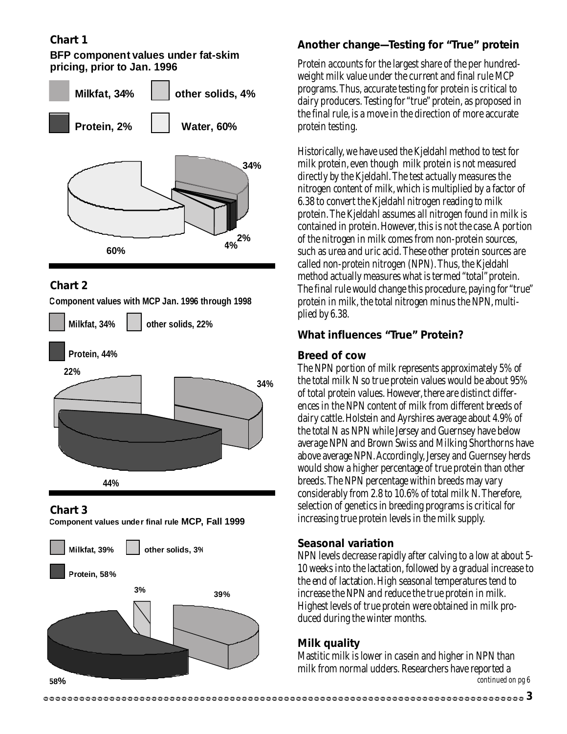**Chart 1**

**BFP component values under fat-skim pricing, prior to Jan. 1996**

Milkfat, 34% other solids, 4%

Protein, 2% Water, 60%

**Chart 2**

**Component values with MCP Jan. 1996 through 1998**

Milkfat, 34% other solids, 22%

Protein, 44%

**Chart 3**

**Component values under final rule MCP, Fall 1999**

Milkfat, 39% other solids, 3%

Protein, 58%

## Another change—Testing for "True" protein

Protein accounts for the largest share of the per hundredweight milk value under the current and final rule MCP programs. Thus, accurate testing for protein is critical to dairy producers. Testing for "true" protein, as proposed in the final rule, is a move in the direction of more accurate protein testing.

Historically, we have used the Kjeldahl method to test for milk protein, even though milk protein is not measured directly by the Kjeldahl. The test actually measures the nitrogen content of milk, which is multiplied by a factor of 6.38 to convert the Kjeldahl nitrogen reading to milk protein. The Kjeldahl assumes all nitrogen found in milk is contained in protein. However, this is not the case. A portion of the nitrogen in milk comes from non-protein sources, such as urea and uric acid. These other protein sources are called non-protein nitrogen (NPN). Thus, the Kjeldahl method actually measures what is termed "total" protein. The final rule would change this procedure, paying for "true" protein in milk, the total nitrogen minus the NPN, multiplied by 6.38.

## What influences "True" Protein?

### Breed of cow

The NPN portion of milk represents approximately 5% of the total milk N so true protein values would be about 95% of total protein values. However, there are distinct differences in the NPN content of milk from different breeds of dairy cattle. Holstein and Ayrshires average about 4.9% of the total N as NPN while Jersey and Guernsey have below average NPN and Brown Swiss and Milking Shorthorns have above average NPN. Accordingly, Jersey and Guernsey herds would show a higher percentage of true protein than other breeds. The NPN percentage within breeds may vary considerably from 2.8 to 10.6% of total milk N. Therefore, selection of genetics in breeding programs is critical for increasing true protein levels in the milk supply.

### Seasonal variation

NPN levels decrease rapidly after calving to a low at about 5-10 weeks into the lactation, followed by a gradual increase to the end of lactation. High seasonal temperatures tend to increase the NPN and reduce the true protein in milk. Highest levels of true protein were obtained in milk produced during the winter months.

### Milk quality

Mastitic milk is lower in casein and higher in NPN than milk from normal udders. Researchers have reported a

*continued on pg 6*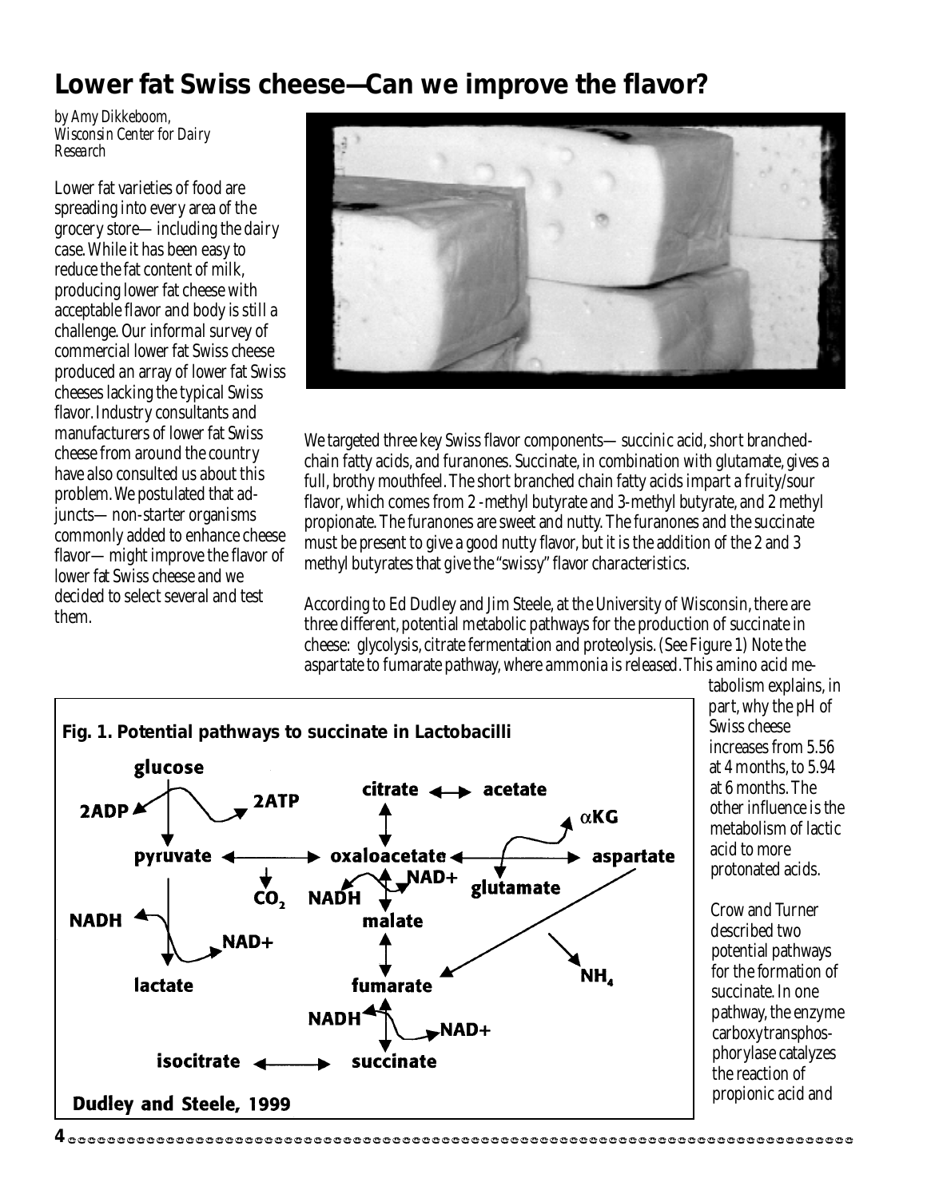# Lower fat Swiss cheese—Can we improve the flavor?

*by Amy Dikkeboom, Wisconsin Center for Dairy Research*

Lower fat varieties of food are spreading into every area of the grocery store— including the dairy case. While it has been easy to reduce the fat content of milk, producing lower fat cheese with acceptable flavor and body is still a challenge. Our informal survey of commercial lower fat Swiss cheese produced an array of lower fat Swiss cheeses lacking the typical Swiss flavor. Industry consultants and manufacturers of lower fat Swiss cheese from around the country have also consulted us about this problem. We postulated that adjuncts— non-starter organisms commonly added to enhance cheese flavor— might improve the flavor of lower fat Swiss cheese and we decided to select several and test them.

We targeted three key Swiss flavor components— succinic acid, short branched-chain fatty acids, and furanones. Succinate, in combination with glutamate, gives a full, brothy mouthfeel. The short branched chain fatty acids impart a fruity/sour flavor, which comes from 2 -methyl butyrate and 3-methyl butyrate, and 2 methyl propionate. The furanones are sweet and nutty. The furanones and the succinate must be present to give a good nutty flavor, but it is the addition of the 2 and 3 methyl butyrates that give the "swissy" flavor characteristics.

According to Ed Dudley and Jim Steele, at the University of Wisconsin, there are three different, potential metabolic pathways for the production of succinate in cheese: glycolysis, citrate fermentation and proteolysis. (See Figure 1) Note the aspartate to fumarate pathway, where ammonia is released. This amino acid metabolism explains, in part, why the pH of Swiss cheese increases from 5.56 at 4 months, to 5.94 at 6 months. The other influence is the metabolism of lactic acid to more protonated acids.

**Fig. 1. Potential pathways to succinate in Lactobacilli**

Dudley and Steele, 1999

Crow and Turner described two potential pathways for the formation of succinate. In one pathway, the enzyme carboxytransphosphorylase catalyzes the reaction of propionic acid and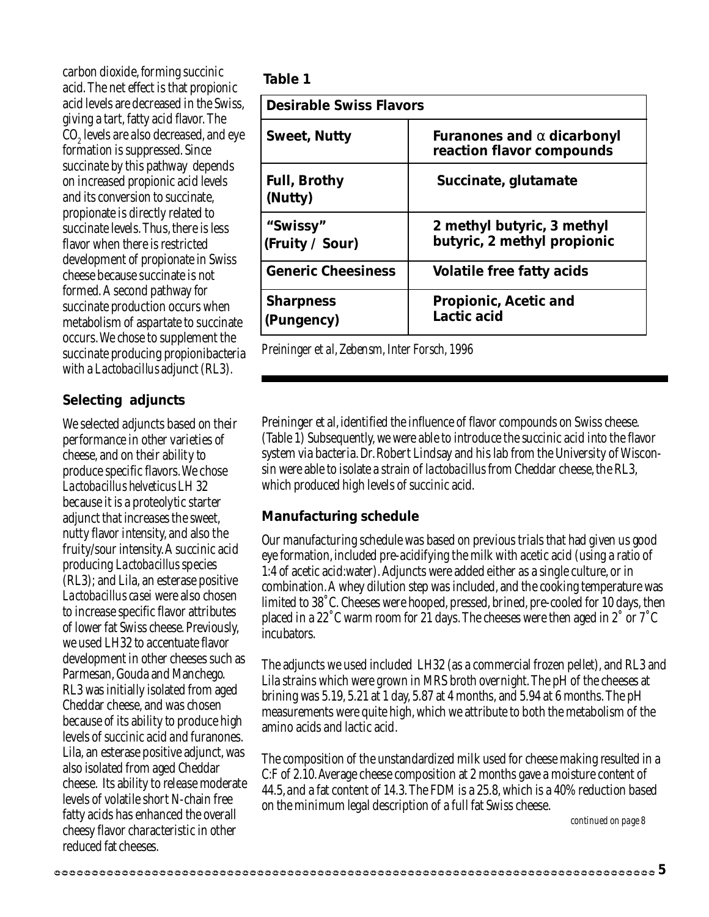carbon dioxide, forming succinic acid. The net effect is that propionic acid levels are decreased in the Swiss, giving a tart, fatty acid flavor. The $CO_2$ levels are also decreased, and eye formation is suppressed. Since succinate by this pathway depends on increased propionic acid levels and its conversion to succinate, propionate is directly related to succinate levels. Thus, there is less flavor when there is restricted development of propionate in Swiss cheese because succinate is not formed. A second pathway for succinate production occurs when metabolism of aspartate to succinate occurs. We chose to supplement the succinate producing propionibacteria with a *Lactobacillus* adjunct (RL3).

## Selecting adjuncts

We selected adjuncts based on their performance in other varieties of cheese, and on their ability to produce specific flavors. We chose *Lactobacillus helveticus* LH 32 because it is a proteolytic starter adjunct that increases the sweet, nutty flavor intensity, and also the fruity/sour intensity. A succinic acid producing *Lactobacillus* species (RL3); and Lila, an esterase positive *Lactobacillus casei* were also chosen to increase specific flavor attributes of lower fat Swiss cheese. Previously, we used LH32 to accentuate flavor development in other cheeses such as Parmesan, Gouda and Manchego. RL3 was initially isolated from aged Cheddar cheese, and was chosen because of its ability to produce high levels of succinic acid and furanones. Lila, an esterase positive adjunct, was also isolated from aged Cheddar cheese. Its ability to release moderate levels of volatile short N-chain free fatty acids has enhanced the overall cheesy flavor characteristic in other reduced fat cheeses.

**Table 1**

| Desirable Swiss Flavors | |
|---|---|
| **Sweet, Nutty** | **Furanones and $\alpha$ dicarbonyl reaction flavor compounds** |
| **Full, Brothy (Nutty)** | **Succinate, glutamate** |
| **"Swissy" (Fruity / Sour)** | **2 methyl butyric, 3 methyl butyric, 2 methyl propionic** |
| **Generic Cheesiness** | **Volatile free fatty acids** |
| **Sharpness (Pungency)** | **Propionic, Acetic and Lactic acid** |

*Preininger et al, Zebensm, Inter Forsch, 1996*

Preininger et al, identified the influence of flavor compounds on Swiss cheese. (Table 1) Subsequently, we were able to introduce the succinic acid into the flavor system via bacteria. Dr. Robert Lindsay and his lab from the University of Wisconsin were able to isolate a strain of *lactobacillus* from Cheddar cheese, the RL3, which produced high levels of succinic acid.

## Manufacturing schedule

Our manufacturing schedule was based on previous trials that had given us good eye formation, included pre-acidifying the milk with acetic acid (using a ratio of 1:4 of acetic acid:water). Adjuncts were added either as a single culture, or in combination. A whey dilution step was included, and the cooking temperature was limited to 38˚C. Cheeses were hooped, pressed, brined, pre-cooled for 10 days, then placed in a 22˚C warm room for 21 days. The cheeses were then aged in 2˚ or 7˚C incubators.

The adjuncts we used included LH32 (as a commercial frozen pellet), and RL3 and Lila strains which were grown in MRS broth overnight. The pH of the cheeses at brining was 5.19, 5.21 at 1 day, 5.87 at 4 months, and 5.94 at 6 months. The pH measurements were quite high, which we attribute to both the metabolism of the amino acids and lactic acid.

The composition of the unstandardized milk used for cheese making resulted in a C:F of 2.10. Average cheese composition at 2 months gave a moisture content of 44.5, and a fat content of 14.3. The FDM is a 25.8, which is a 40% reduction based on the minimum legal description of a full fat Swiss cheese.

*continued on page 8*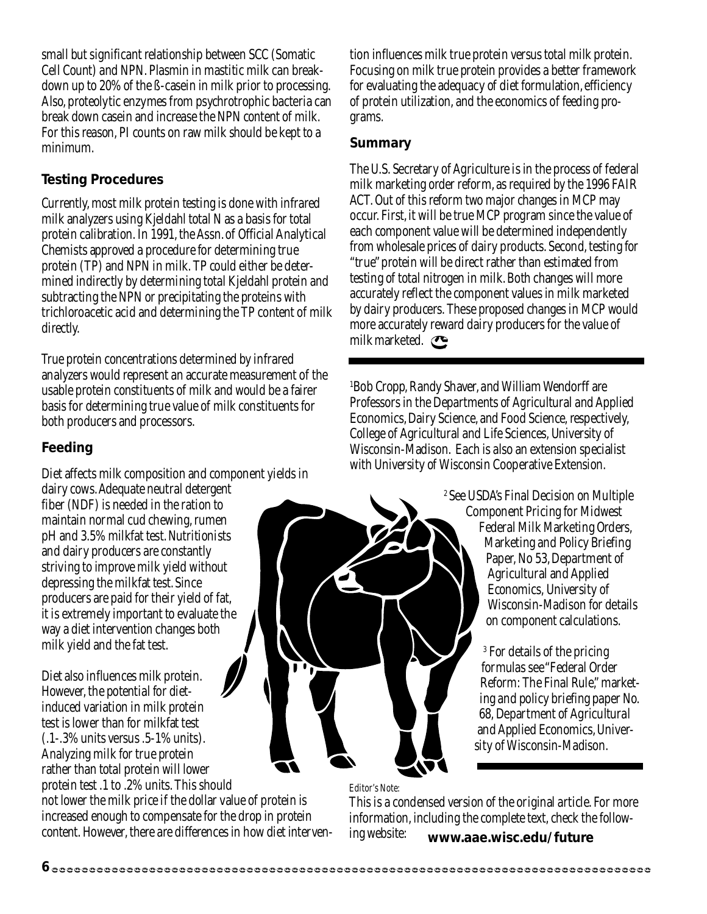small but significant relationship between SCC (Somatic Cell Count) and NPN. Plasmin in mastitic milk can breakdown up to 20% of the ß-casein in milk prior to processing. Also, proteolytic enzymes from psychrotrophic bacteria can break down casein and increase the NPN content of milk. For this reason, PI counts on raw milk should be kept to a minimum.

### Testing Procedures

Currently, most milk protein testing is done with infrared milk analyzers using Kjeldahl total N as a basis for total protein calibration. In 1991, the Assn. of Official Analytical Chemists approved a procedure for determining true protein (TP) and NPN in milk. TP could either be determined indirectly by determining total Kjeldahl protein and subtracting the NPN or precipitating the proteins with trichloroacetic acid and determining the TP content of milk directly.

True protein concentrations determined by infrared analyzers would represent an accurate measurement of the usable protein constituents of milk and would be a fairer basis for determining true value of milk constituents for both producers and processors.

### Feeding

Diet affects milk composition and component yields in dairy cows. Adequate neutral detergent fiber (NDF) is needed in the ration to maintain normal cud chewing, rumen pH and 3.5% milkfat test. Nutritionists and dairy producers are constantly striving to improve milk yield without depressing the milkfat test. Since producers are paid for their yield of fat, it is extremely important to evaluate the way a diet intervention changes both milk yield and the fat test.

Diet also influences milk protein. However, the potential for diet-induced variation in milk protein test is lower than for milkfat test (.1-.3% units versus .5-1% units). Analyzing milk for true protein rather than total protein will lower protein test .1 to .2% units. This should not lower the milk price if the dollar value of protein is increased enough to compensate for the drop in protein content. However, there are differences in how diet intervention influences milk true protein versus total milk protein. Focusing on milk true protein provides a better framework for evaluating the adequacy of diet formulation, efficiency of protein utilization, and the economics of feeding programs.

### Summary

The U.S. Secretary of Agriculture is in the process of federal milk marketing order reform, as required by the 1996 FAIR ACT. Out of this reform two major changes in MCP may occur. First, it will be true MCP program since the value of each component value will be determined independently from wholesale prices of dairy products. Second, testing for "true" protein will be direct rather than estimated from testing of total nitrogen in milk. Both changes will more accurately reflect the component values in milk marketed by dairy producers. These proposed changes in MCP would more accurately reward dairy producers for the value of milk marketed.

---

[1]Bob Cropp, Randy Shaver, and William Wendorff are Professors in the Departments of Agricultural and Applied Economics, Dairy Science, and Food Science, respectively, College of Agricultural and Life Sciences, University of Wisconsin-Madison. Each is also an extension specialist with University of Wisconsin Cooperative Extension.

[2] See USDA's Final Decision on Multiple Component Pricing for Midwest Federal Milk Marketing Orders, Marketing and Policy Briefing Paper, No 53, Department of Agricultural and Applied Economics, University of Wisconsin-Madison for details on component calculations.

[3] For details of the pricing formulas see "Federal Order Reform: The Final Rule," marketing and policy briefing paper No. 68, Department of Agricultural and Applied Economics, University of Wisconsin-Madison.

---

*Editor's Note:*

This is a condensed version of the original article. For more information, including the complete text, check the following website: **www.aae.wisc.edu/future**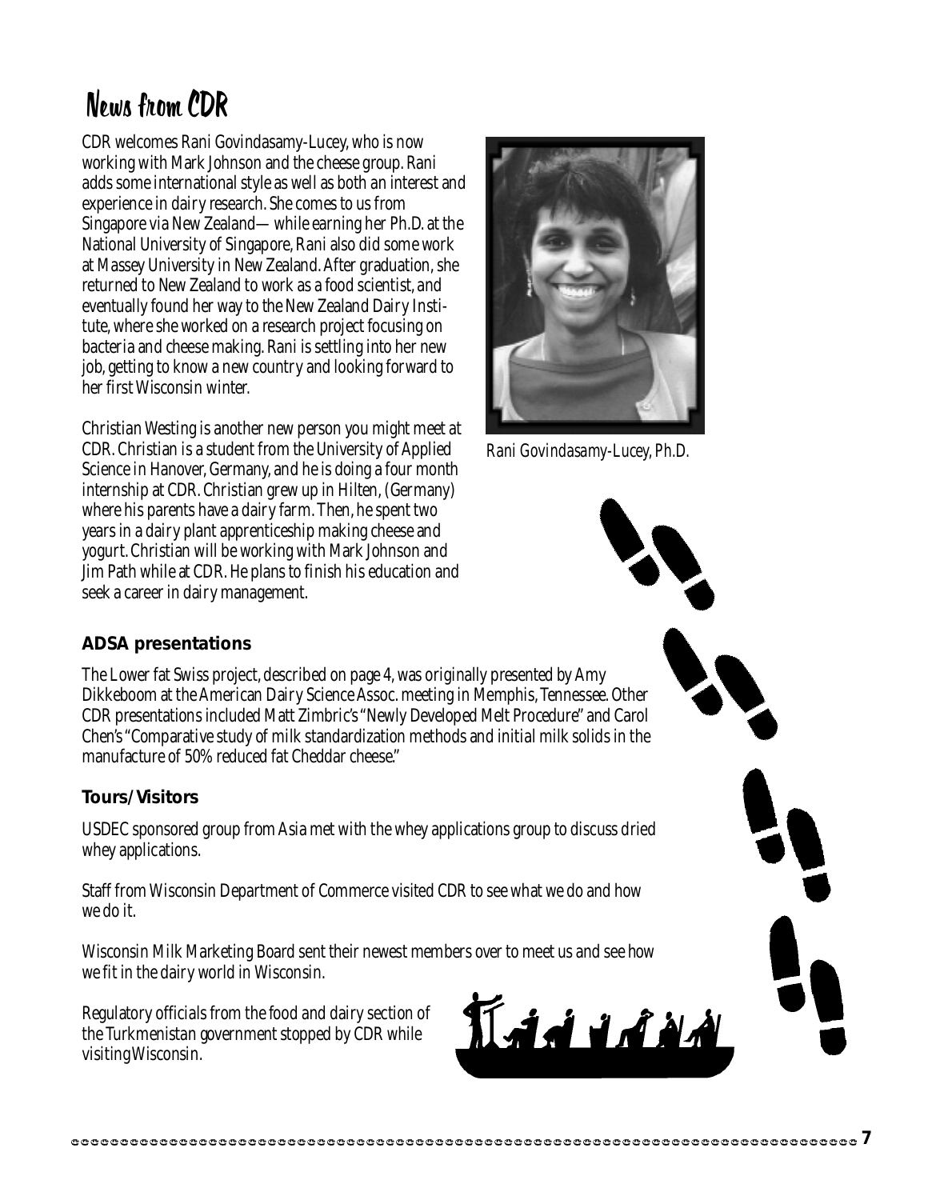# News from CDR

CDR welcomes Rani Govindasamy-Lucey, who is now working with Mark Johnson and the cheese group. Rani adds some international style as well as both an interest and experience in dairy research. She comes to us from Singapore via New Zealand— while earning her Ph.D. at the National University of Singapore, Rani also did some work at Massey University in New Zealand. After graduation, she returned to New Zealand to work as a food scientist, and eventually found her way to the New Zealand Dairy Institute, where she worked on a research project focusing on bacteria and cheese making. Rani is settling into her new job, getting to know a new country and looking forward to her first Wisconsin winter.

*Rani Govindasamy-Lucey, Ph.D.*

Christian Westing is another new person you might meet at CDR. Christian is a student from the University of Applied Science in Hanover, Germany, and he is doing a four month internship at CDR. Christian grew up in Hilten, (Germany) where his parents have a dairy farm. Then, he spent two years in a dairy plant apprenticeship making cheese and yogurt. Christian will be working with Mark Johnson and Jim Path while at CDR. He plans to finish his education and seek a career in dairy management.

### ADSA presentations

The Lower fat Swiss project, described on page 4, was originally presented by Amy Dikkeboom at the American Dairy Science Assoc. meeting in Memphis, Tennessee. Other CDR presentations included Matt Zimbric's "Newly Developed Melt Procedure" and Carol Chen's "Comparative study of milk standardization methods and initial milk solids in the manufacture of 50% reduced fat Cheddar cheese."

### Tours/Visitors

USDEC sponsored group from Asia met with the whey applications group to discuss dried whey applications.

Staff from Wisconsin Department of Commerce visited CDR to see what we do and how we do it.

Wisconsin Milk Marketing Board sent their newest members over to meet us and see how we fit in the dairy world in Wisconsin.

Regulatory officials from the food and dairy section of the Turkmenistan government stopped by CDR while visiting Wisconsin.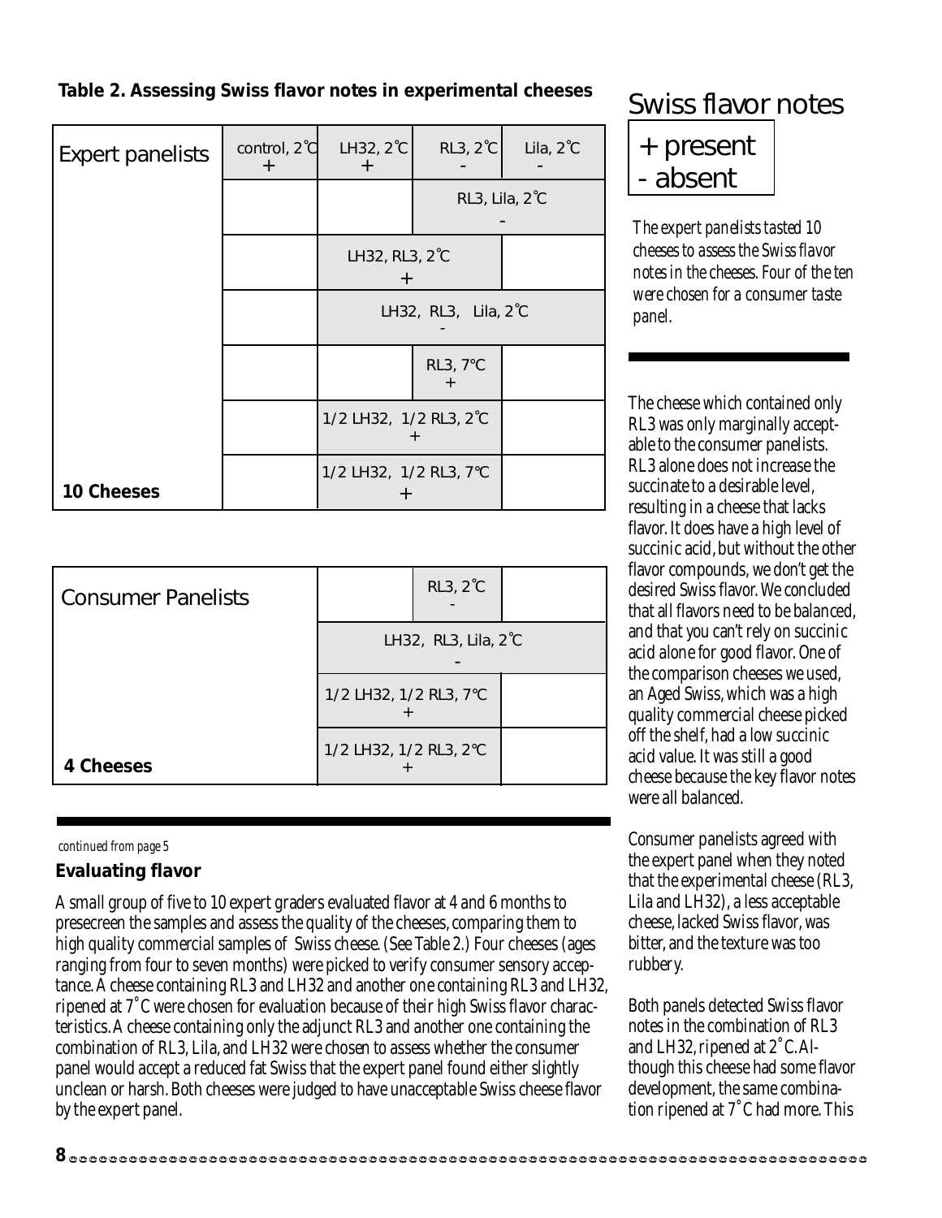**Table 2. Assessing Swiss flavor notes in experimental cheeses**

| Expert panelists | | | | |
|---|---|---|---|---|
| | control, 2˚C + | LH32, 2˚C + | RL3, 2˚C - | Lila, 2˚C - |
| | | | RL3, Lila, 2˚C - | |
| | | LH32, RL3, 2˚C + | | |
| | | LH32, RL3, Lila, 2˚C - | | |
| | | | RL3, 7°C + | |
| | | 1/2 LH32, 1/2 RL3, 2˚C + | | |
| **10 Cheeses** | | 1/2 LH32, 1/2 RL3, 7°C + | | |

| Consumer Panelists | | | |
|---|---|---|---|
| | | RL3, 2˚C - | |
| | LH32, RL3, Lila, 2˚C - | | |
| | 1/2 LH32, 1/2 RL3, 7°C + | | |
| **4 Cheeses** | 1/2 LH32, 1/2 RL3, 2°C + | | |

## Swiss flavor notes

+ present
- absent

*The expert panelists tasted 10 cheeses to assess the Swiss flavor notes in the cheeses. Four of the ten were chosen for a consumer taste panel.*

*continued from page 5*

### Evaluating flavor

A small group of five to 10 expert graders evaluated flavor at 4 and 6 months to presecreen the samples and assess the quality of the cheeses, comparing them to high quality commercial samples of Swiss cheese. (See Table 2.) Four cheeses (ages ranging from four to seven months) were picked to verify consumer sensory acceptance. A cheese containing RL3 and LH32 and another one containing RL3 and LH32, ripened at 7˚C were chosen for evaluation because of their high Swiss flavor characteristics. A cheese containing only the adjunct RL3 and another one containing the combination of RL3, Lila, and LH32 were chosen to assess whether the consumer panel would accept a reduced fat Swiss that the expert panel found either slightly unclean or harsh. Both cheeses were judged to have unacceptable Swiss cheese flavor by the expert panel.

The cheese which contained only RL3 was only marginally acceptable to the consumer panelists. RL3 alone does not increase the succinate to a desirable level, resulting in a cheese that lacks flavor. It does have a high level of succinic acid, but without the other flavor compounds, we don't get the desired Swiss flavor. We concluded that all flavors need to be balanced, and that you can't rely on succinic acid alone for good flavor. One of the comparison cheeses we used, an Aged Swiss, which was a high quality commercial cheese picked off the shelf, had a low succinic acid value. It was still a good cheese because the key flavor notes were all balanced.

Consumer panelists agreed with the expert panel when they noted that the experimental cheese (RL3, Lila and LH32), a less acceptable cheese, lacked Swiss flavor, was bitter, and the texture was too rubbery.

Both panels detected Swiss flavor notes in the combination of RL3 and LH32, ripened at 2˚C. Although this cheese had some flavor development, the same combination ripened at 7˚C had more. This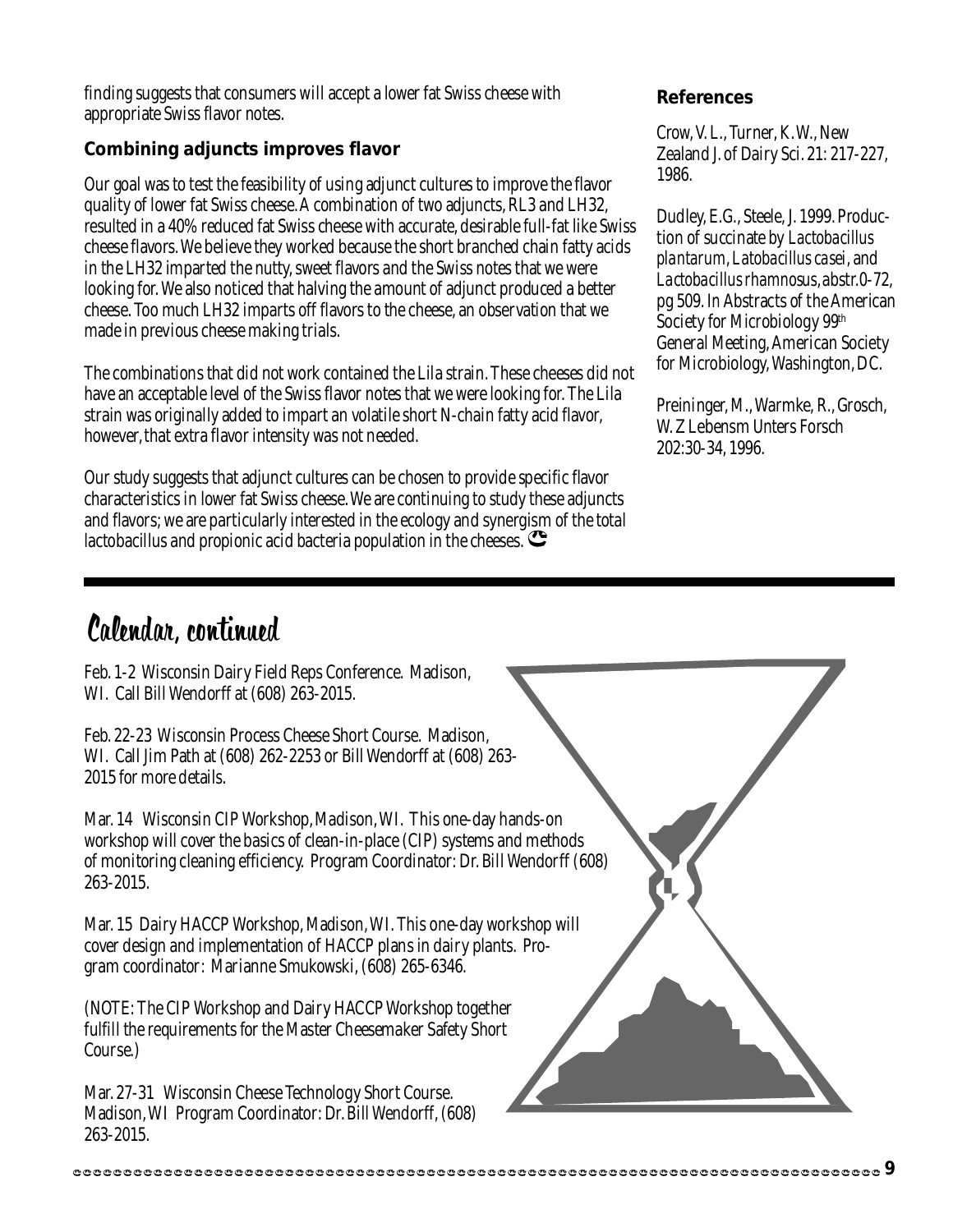finding suggests that consumers will accept a lower fat Swiss cheese with appropriate Swiss flavor notes.

### Combining adjuncts improves flavor

Our goal was to test the feasibility of using adjunct cultures to improve the flavor quality of lower fat Swiss cheese. A combination of two adjuncts, RL3 and LH32, resulted in a 40% reduced fat Swiss cheese with accurate, desirable full-fat like Swiss cheese flavors. We believe they worked because the short branched chain fatty acids in the LH32 imparted the nutty, sweet flavors and the Swiss notes that we were looking for. We also noticed that halving the amount of adjunct produced a better cheese. Too much LH32 imparts off flavors to the cheese, an observation that we made in previous cheese making trials.

The combinations that did not work contained the Lila strain. These cheeses did not have an acceptable level of the Swiss flavor notes that we were looking for. The Lila strain was originally added to impart an volatile short N-chain fatty acid flavor, however, that extra flavor intensity was not needed.

Our study suggests that adjunct cultures can be chosen to provide specific flavor characteristics in lower fat Swiss cheese. We are continuing to study these adjuncts and flavors; we are particularly interested in the ecology and synergism of the total lactobacillus and propionic acid bacteria population in the cheeses.

### References

Crow, V. L., Turner, K. W., New Zealand J. of Dairy Sci. 21: 217-227, 1986.

Dudley, E.G., Steele, J. 1999. Production of succinate by *Lactobacillus plantarum*, *Latobacillus casei*, and *Lactobacillus rhamnosus*, abstr.0-72, pg 509. In Abstracts of the American Society for Microbiology 99th General Meeting, American Society for Microbiology, Washington, DC.

Preininger, M., Warmke, R., Grosch, W. Z Lebensm Unters Forsch 202:30-34, 1996.

## Calendar, continued

Feb. 1-2 Wisconsin Dairy Field Reps Conference. Madison, WI. Call Bill Wendorff at (608) 263-2015.

Feb. 22-23 Wisconsin Process Cheese Short Course. Madison, WI. Call Jim Path at (608) 262-2253 or Bill Wendorff at (608) 263-2015 for more details.

Mar. 14 Wisconsin CIP Workshop, Madison, WI. This one-day hands-on workshop will cover the basics of clean-in-place (CIP) systems and methods of monitoring cleaning efficiency. Program Coordinator: Dr. Bill Wendorff (608) 263-2015.

Mar. 15 Dairy HACCP Workshop, Madison, WI. This one-day workshop will cover design and implementation of HACCP plans in dairy plants. Program coordinator: Marianne Smukowski, (608) 265-6346.

(NOTE: The CIP Workshop and Dairy HACCP Workshop together fulfill the requirements for the Master Cheesemaker Safety Short Course.)

Mar. 27-31 Wisconsin Cheese Technology Short Course. Madison, WI Program Coordinator: Dr. Bill Wendorff, (608) 263-2015.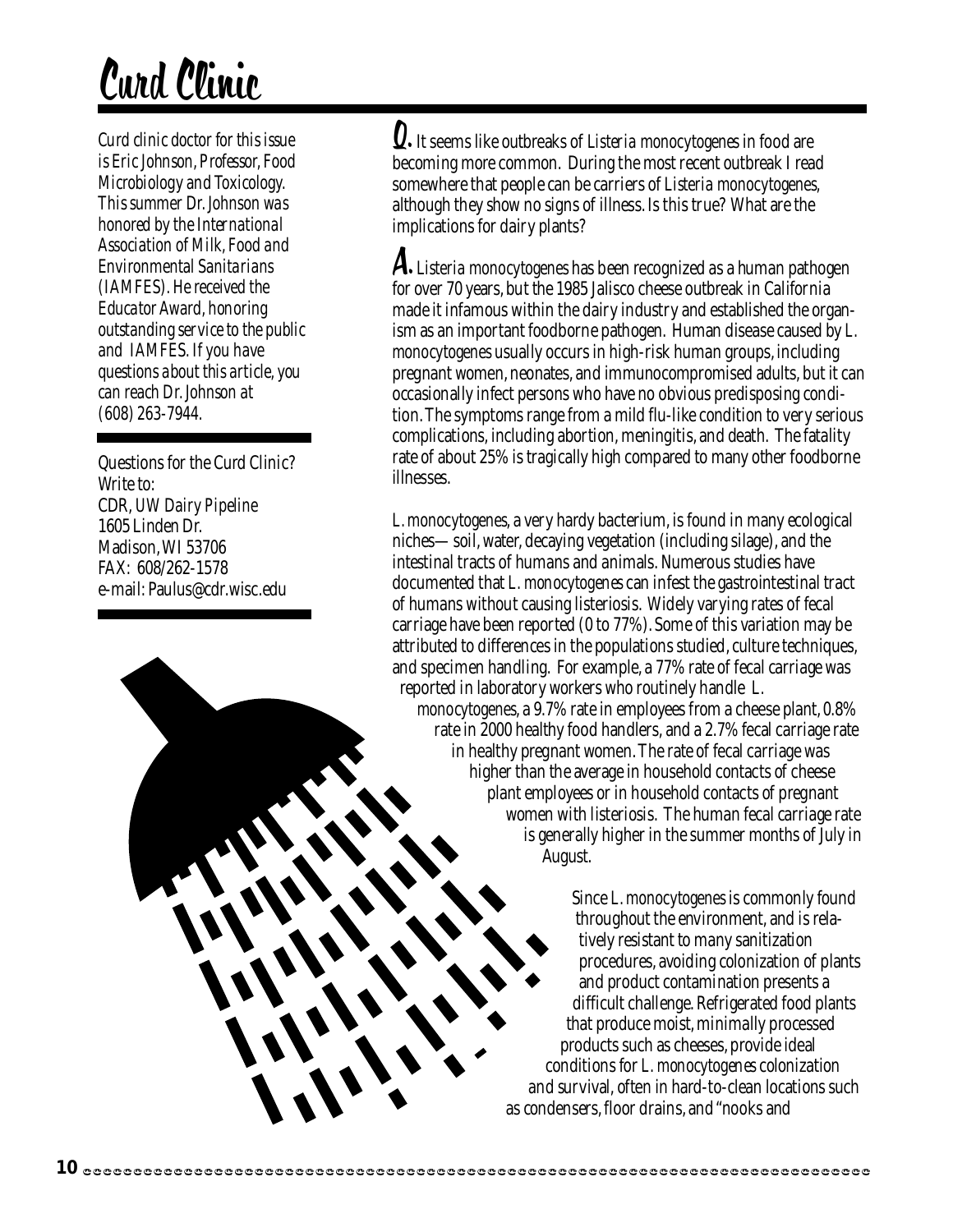# Curd Clinic

*Curd clinic doctor for this issue is Eric Johnson, Professor, Food Microbiology and Toxicology. This summer Dr. Johnson was honored by the International Association of Milk, Food and Environmental Sanitarians (IAMFES). He received the Educator Award, honoring outstanding service to the public and IAMFES. If you have questions about this article, you can reach Dr. Johnson at (608) 263-7944.*

Questions for the Curd Clinic?
Write to:
CDR, *UW Dairy Pipeline*
1605 Linden Dr.
Madison, WI 53706
FAX: 608/262-1578
e-mail: Paulus@cdr.wisc.edu

**Q.** It seems like outbreaks of *Listeria monocytogenes* in food are becoming more common. During the most recent outbreak I read somewhere that people can be carriers of *Listeria monocytogenes*, although they show no signs of illness. Is this true? What are the implications for dairy plants?

**A.** *Listeria monocytogenes* has been recognized as a human pathogen for over 70 years, but the 1985 Jalisco cheese outbreak in California made it infamous within the dairy industry and established the organism as an important foodborne pathogen. Human disease caused by *L. monocytogenes* usually occurs in high-risk human groups, including pregnant women, neonates, and immunocompromised adults, but it can occasionally infect persons who have no obvious predisposing condition. The symptoms range from a mild flu-like condition to very serious complications, including abortion, meningitis, and death. The fatality rate of about 25% is tragically high compared to many other foodborne illnesses.

*L. monocytogenes*, a very hardy bacterium, is found in many ecological niches— soil, water, decaying vegetation (including silage), and the intestinal tracts of humans and animals. Numerous studies have documented that *L. monocytogenes* can infest the gastrointestinal tract of humans without causing listeriosis. Widely varying rates of fecal carriage have been reported (0 to 77%). Some of this variation may be attributed to differences in the populations studied, culture techniques, and specimen handling. For example, a 77% rate of fecal carriage was reported in laboratory workers who routinely handle *L. monocytogenes*, a 9.7% rate in employees from a cheese plant, 0.8% rate in 2000 healthy food handlers, and a 2.7% fecal carriage rate in healthy pregnant women. The rate of fecal carriage was higher than the average in household contacts of cheese plant employees or in household contacts of pregnant women with listeriosis. The human fecal carriage rate is generally higher in the summer months of July in August.

Since *L. monocytogenes* is commonly found throughout the environment, and is relatively resistant to many sanitization procedures, avoiding colonization of plants and product contamination presents a difficult challenge. Refrigerated food plants that produce moist, minimally processed products such as cheeses, provide ideal conditions for *L. monocytogenes* colonization and survival, often in hard-to-clean locations such as condensers, floor drains, and "nooks and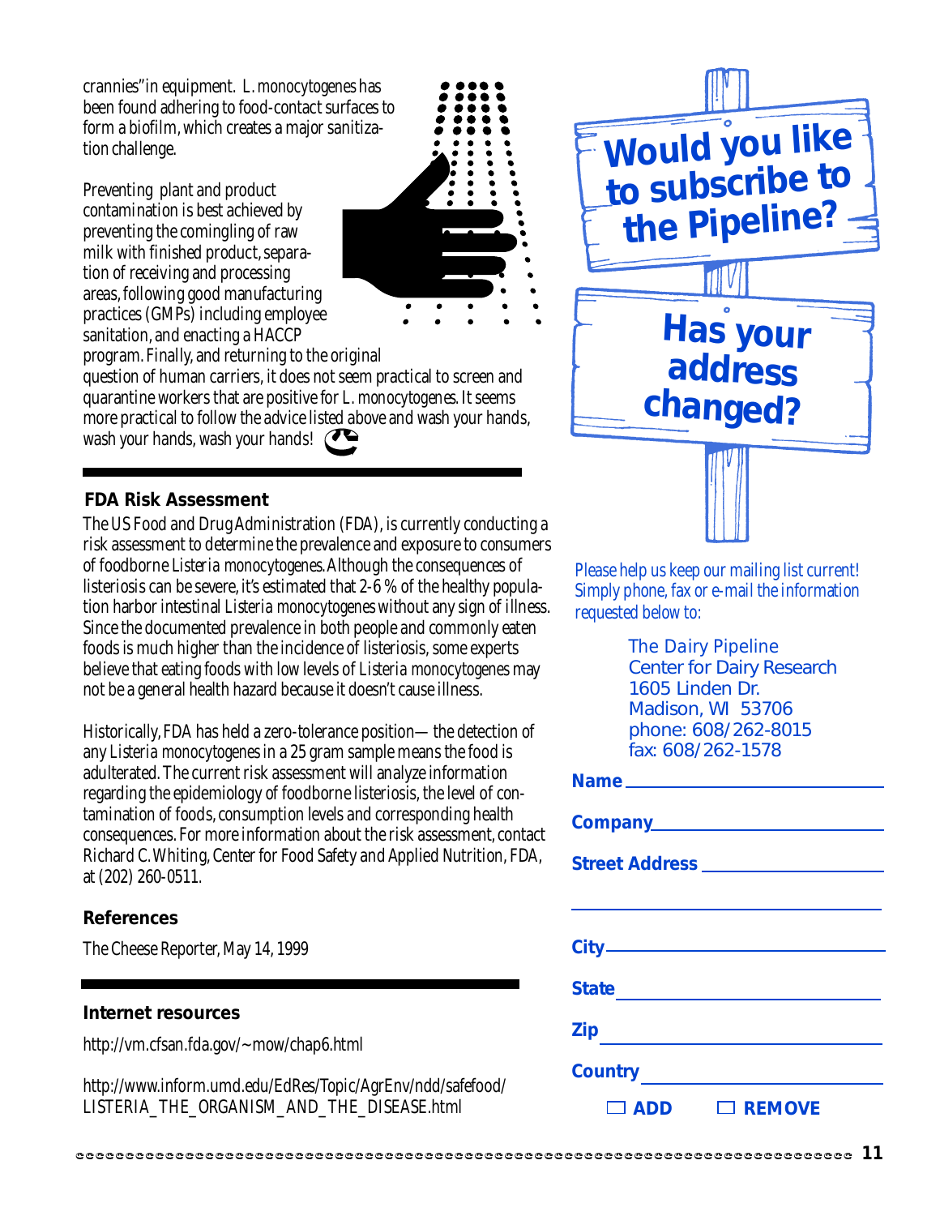crannies" in equipment. *L. monocytogenes* has been found adhering to food-contact surfaces to form a biofilm, which creates a major sanitization challenge.

Preventing plant and product contamination is best achieved by preventing the comingling of raw milk with finished product, separation of receiving and processing areas, following good manufacturing practices (GMPs) including employee sanitation, and enacting a HACCP program. Finally, and returning to the original question of human carriers, it does not seem practical to screen and quarantine workers that are positive for *L. monocytogenes*. It seems more practical to follow the advice listed above and wash your hands, wash your hands, wash your hands!

## FDA Risk Assessment

The US Food and Drug Administration (FDA), is currently conducting a risk assessment to determine the prevalence and exposure to consumers of foodborne *Listeria monocytogenes*. Although the consequences of listeriosis can be severe, it's estimated that 2-6 % of the healthy population harbor intestinal *Listeria monocytogenes* without any sign of illness. Since the documented prevalence in both people and commonly eaten foods is much higher than the incidence of listeriosis, some experts believe that eating foods with low levels of *Listeria monocytogenes* may not be a general health hazard because it doesn't cause illness.

Historically, FDA has held a zero-tolerance position— the detection of any *Listeria monocytogenes* in a 25 gram sample means the food is adulterated. The current risk assessment will analyze information regarding the epidemiology of foodborne listeriosis, the level of contamination of foods, consumption levels and corresponding health consequences. For more information about the risk assessment, contact Richard C. Whiting, Center for Food Safety and Applied Nutrition, FDA, at (202) 260-0511.

### References

The Cheese Reporter, May 14, 1999

### Internet resources

http://vm.cfsan.fda.gov/~mow/chap6.html

http://www.inform.umd.edu/EdRes/Topic/AgrEnv/ndd/safefood/LISTERIA_THE_ORGANISM_AND_THE_DISEASE.html

## Would you like to subscribe to the Pipeline?

## Has your address changed?

*Please help us keep our mailing list current! Simply phone, fax or e-mail the information requested below to:*

The Dairy Pipeline
Center for Dairy Research
1605 Linden Dr.
Madison, WI 53706
phone: 608/262-8015
fax: 608/262-1578

**Name** ____________________

**Company** ____________________

**Street Address** ____________________

____________________

**City** ____________________

**State** ____________________

**Zip** ____________________

**Country** ____________________

☐ **ADD** ☐ **REMOVE**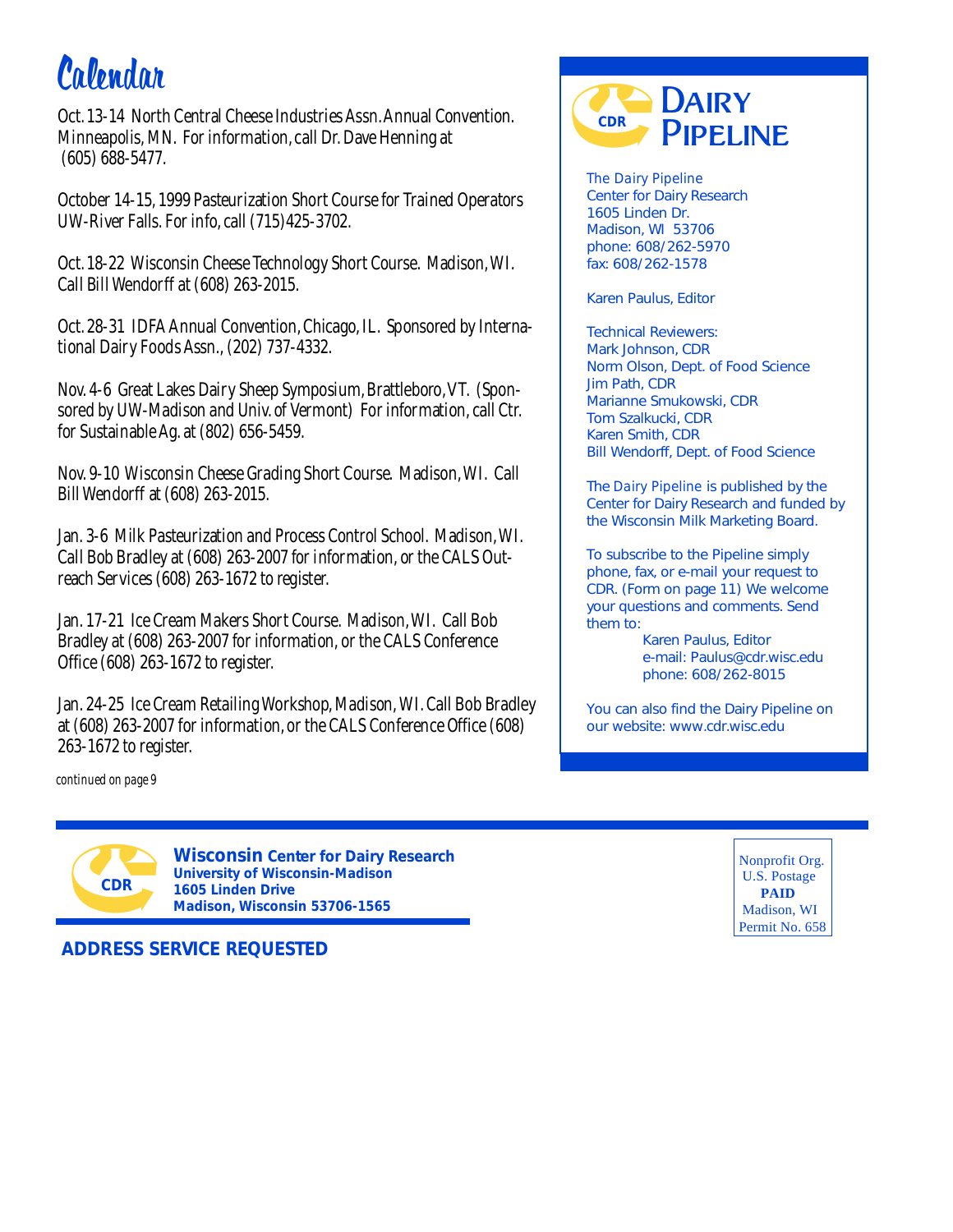# Calendar

Oct. 13-14 North Central Cheese Industries Assn. Annual Convention. Minneapolis, MN. For information, call Dr. Dave Henning at (605) 688-5477.

October 14-15, 1999 Pasteurization Short Course for Trained Operators UW-River Falls. For info, call (715)425-3702.

Oct. 18-22 Wisconsin Cheese Technology Short Course. Madison, WI. Call Bill Wendorff at (608) 263-2015.

Oct. 28-31 IDFA Annual Convention, Chicago, IL. Sponsored by International Dairy Foods Assn., (202) 737-4332.

Nov. 4-6 Great Lakes Dairy Sheep Symposium, Brattleboro, VT. (Sponsored by UW-Madison and Univ. of Vermont) For information, call Ctr. for Sustainable Ag. at (802) 656-5459.

Nov. 9-10 Wisconsin Cheese Grading Short Course. Madison, WI. Call Bill Wendorff at (608) 263-2015.

Jan. 3-6 Milk Pasteurization and Process Control School. Madison, WI. Call Bob Bradley at (608) 263-2007 for information, or the CALS Outreach Services (608) 263-1672 to register.

Jan. 17-21 Ice Cream Makers Short Course. Madison, WI. Call Bob Bradley at (608) 263-2007 for information, or the CALS Conference Office (608) 263-1672 to register.

Jan. 24-25 Ice Cream Retailing Workshop, Madison, WI. Call Bob Bradley at (608) 263-2007 for information, or the CALS Conference Office (608) 263-1672 to register.

*continued on page 9*

## CDR Dairy Pipeline

*The Dairy Pipeline*
Center for Dairy Research
1605 Linden Dr.
Madison, WI 53706
phone: 608/262-5970
fax: 608/262-1578

Karen Paulus, Editor

Technical Reviewers:
Mark Johnson, CDR
Norm Olson, Dept. of Food Science
Jim Path, CDR
Marianne Smukowski, CDR
Tom Szalkucki, CDR
Karen Smith, CDR
Bill Wendorff, Dept. of Food Science

*The Dairy Pipeline* is published by the Center for Dairy Research and funded by the Wisconsin Milk Marketing Board.

To subscribe to the Pipeline simply phone, fax, or e-mail your request to CDR. (Form on page 11) We welcome your questions and comments. Send them to:

Karen Paulus, Editor
e-mail: Paulus@cdr.wisc.edu
phone: 608/262-8015

You can also find the Dairy Pipeline on our website: www.cdr.wisc.edu

**Wisconsin Center for Dairy Research**
**University of Wisconsin-Madison**
**1605 Linden Drive**
**Madison, Wisconsin 53706-1565**

**ADDRESS SERVICE REQUESTED**

Nonprofit Org.
U.S. Postage
**PAID**
Madison, WI
Permit No. 658